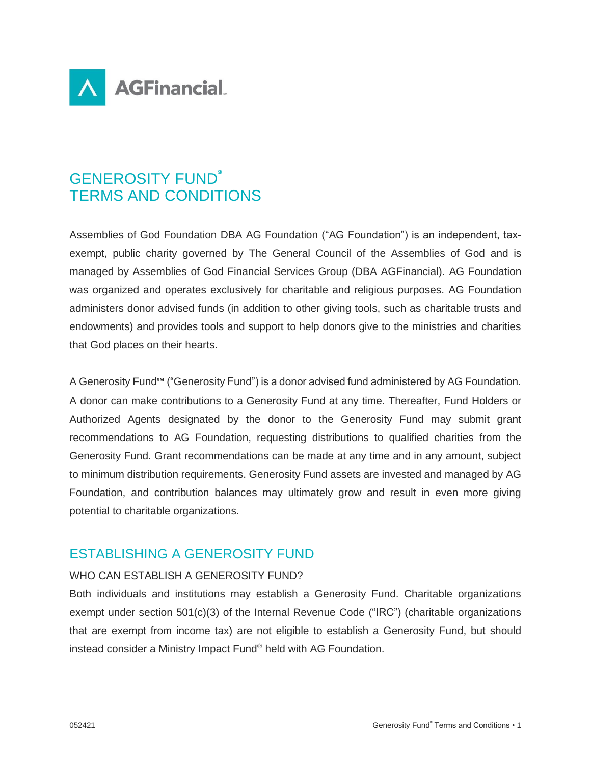AGFinancial

# GENEROSITY FUND℠
# TERMS AND CONDITIONS

Assemblies of God Foundation DBA AG Foundation ("AG Foundation") is an independent, tax-exempt, public charity governed by The General Council of the Assemblies of God and is managed by Assemblies of God Financial Services Group (DBA AGFinancial). AG Foundation was organized and operates exclusively for charitable and religious purposes. AG Foundation administers donor advised funds (in addition to other giving tools, such as charitable trusts and endowments) and provides tools and support to help donors give to the ministries and charities that God places on their hearts.

A Generosity Fund℠ ("Generosity Fund") is a donor advised fund administered by AG Foundation. A donor can make contributions to a Generosity Fund at any time. Thereafter, Fund Holders or Authorized Agents designated by the donor to the Generosity Fund may submit grant recommendations to AG Foundation, requesting distributions to qualified charities from the Generosity Fund. Grant recommendations can be made at any time and in any amount, subject to minimum distribution requirements. Generosity Fund assets are invested and managed by AG Foundation, and contribution balances may ultimately grow and result in even more giving potential to charitable organizations.

## ESTABLISHING A GENEROSITY FUND

### WHO CAN ESTABLISH A GENEROSITY FUND?

Both individuals and institutions may establish a Generosity Fund. Charitable organizations exempt under section 501(c)(3) of the Internal Revenue Code ("IRC") (charitable organizations that are exempt from income tax) are not eligible to establish a Generosity Fund, but should instead consider a Ministry Impact Fund® held with AG Foundation.

052421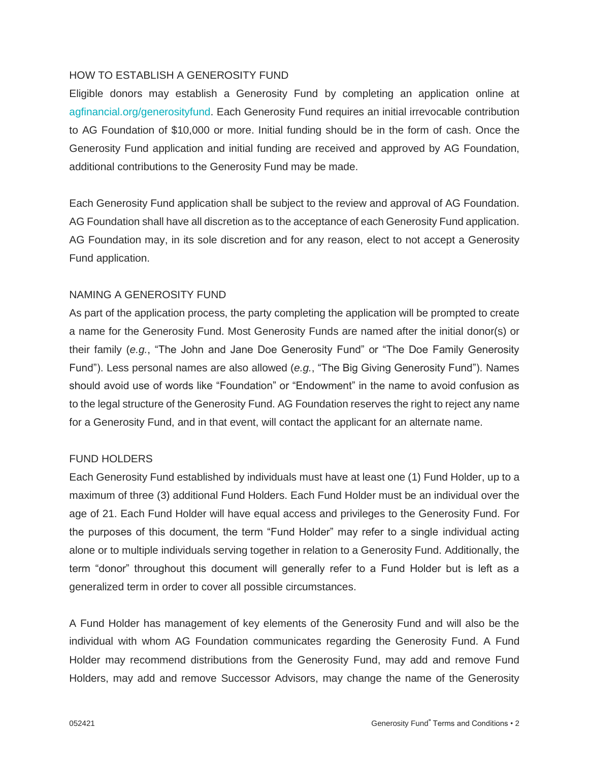## HOW TO ESTABLISH A GENEROSITY FUND

Eligible donors may establish a Generosity Fund by completing an application online at agfinancial.org/generosityfund. Each Generosity Fund requires an initial irrevocable contribution to AG Foundation of $10,000 or more. Initial funding should be in the form of cash. Once the Generosity Fund application and initial funding are received and approved by AG Foundation, additional contributions to the Generosity Fund may be made.

Each Generosity Fund application shall be subject to the review and approval of AG Foundation. AG Foundation shall have all discretion as to the acceptance of each Generosity Fund application. AG Foundation may, in its sole discretion and for any reason, elect to not accept a Generosity Fund application.

## NAMING A GENEROSITY FUND

As part of the application process, the party completing the application will be prompted to create a name for the Generosity Fund. Most Generosity Funds are named after the initial donor(s) or their family (*e.g.*, "The John and Jane Doe Generosity Fund" or "The Doe Family Generosity Fund"). Less personal names are also allowed (*e.g.*, "The Big Giving Generosity Fund"). Names should avoid use of words like "Foundation" or "Endowment" in the name to avoid confusion as to the legal structure of the Generosity Fund. AG Foundation reserves the right to reject any name for a Generosity Fund, and in that event, will contact the applicant for an alternate name.

## FUND HOLDERS

Each Generosity Fund established by individuals must have at least one (1) Fund Holder, up to a maximum of three (3) additional Fund Holders. Each Fund Holder must be an individual over the age of 21. Each Fund Holder will have equal access and privileges to the Generosity Fund. For the purposes of this document, the term "Fund Holder" may refer to a single individual acting alone or to multiple individuals serving together in relation to a Generosity Fund. Additionally, the term "donor" throughout this document will generally refer to a Fund Holder but is left as a generalized term in order to cover all possible circumstances.

A Fund Holder has management of key elements of the Generosity Fund and will also be the individual with whom AG Foundation communicates regarding the Generosity Fund. A Fund Holder may recommend distributions from the Generosity Fund, may add and remove Fund Holders, may add and remove Successor Advisors, may change the name of the Generosity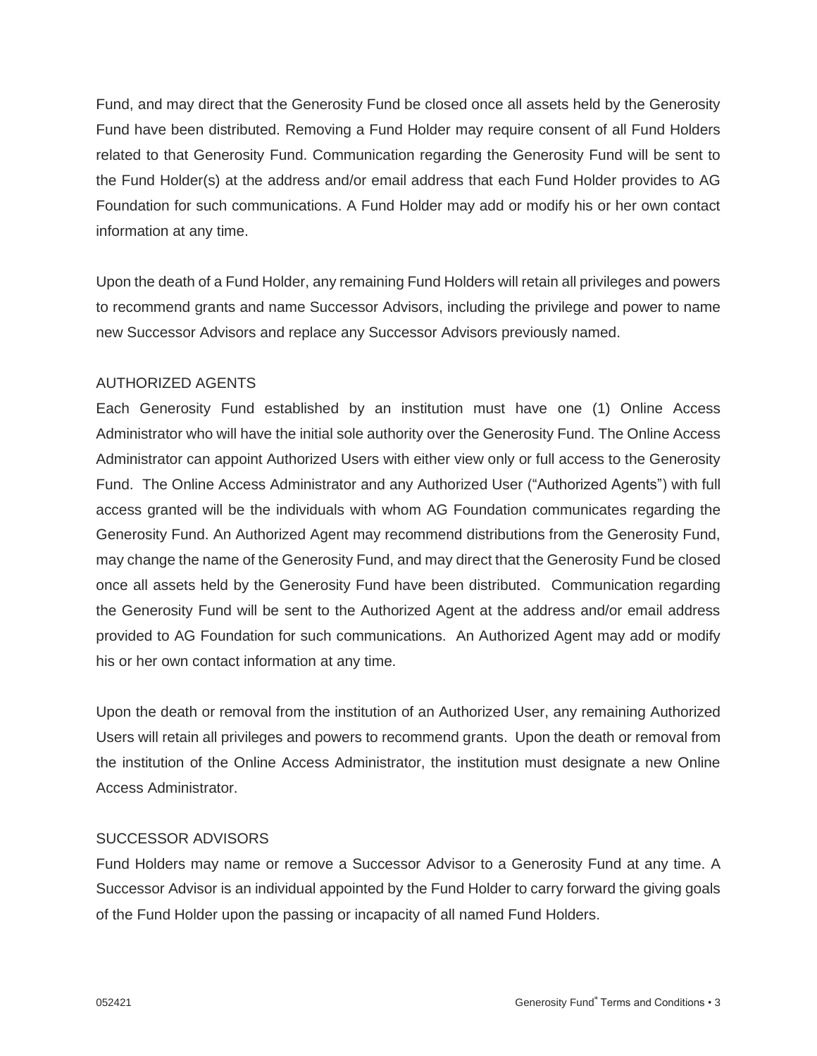Fund, and may direct that the Generosity Fund be closed once all assets held by the Generosity Fund have been distributed. Removing a Fund Holder may require consent of all Fund Holders related to that Generosity Fund. Communication regarding the Generosity Fund will be sent to the Fund Holder(s) at the address and/or email address that each Fund Holder provides to AG Foundation for such communications. A Fund Holder may add or modify his or her own contact information at any time.

Upon the death of a Fund Holder, any remaining Fund Holders will retain all privileges and powers to recommend grants and name Successor Advisors, including the privilege and power to name new Successor Advisors and replace any Successor Advisors previously named.

## AUTHORIZED AGENTS

Each Generosity Fund established by an institution must have one (1) Online Access Administrator who will have the initial sole authority over the Generosity Fund. The Online Access Administrator can appoint Authorized Users with either view only or full access to the Generosity Fund. The Online Access Administrator and any Authorized User ("Authorized Agents") with full access granted will be the individuals with whom AG Foundation communicates regarding the Generosity Fund. An Authorized Agent may recommend distributions from the Generosity Fund, may change the name of the Generosity Fund, and may direct that the Generosity Fund be closed once all assets held by the Generosity Fund have been distributed. Communication regarding the Generosity Fund will be sent to the Authorized Agent at the address and/or email address provided to AG Foundation for such communications. An Authorized Agent may add or modify his or her own contact information at any time.

Upon the death or removal from the institution of an Authorized User, any remaining Authorized Users will retain all privileges and powers to recommend grants. Upon the death or removal from the institution of the Online Access Administrator, the institution must designate a new Online Access Administrator.

## SUCCESSOR ADVISORS

Fund Holders may name or remove a Successor Advisor to a Generosity Fund at any time. A Successor Advisor is an individual appointed by the Fund Holder to carry forward the giving goals of the Fund Holder upon the passing or incapacity of all named Fund Holders.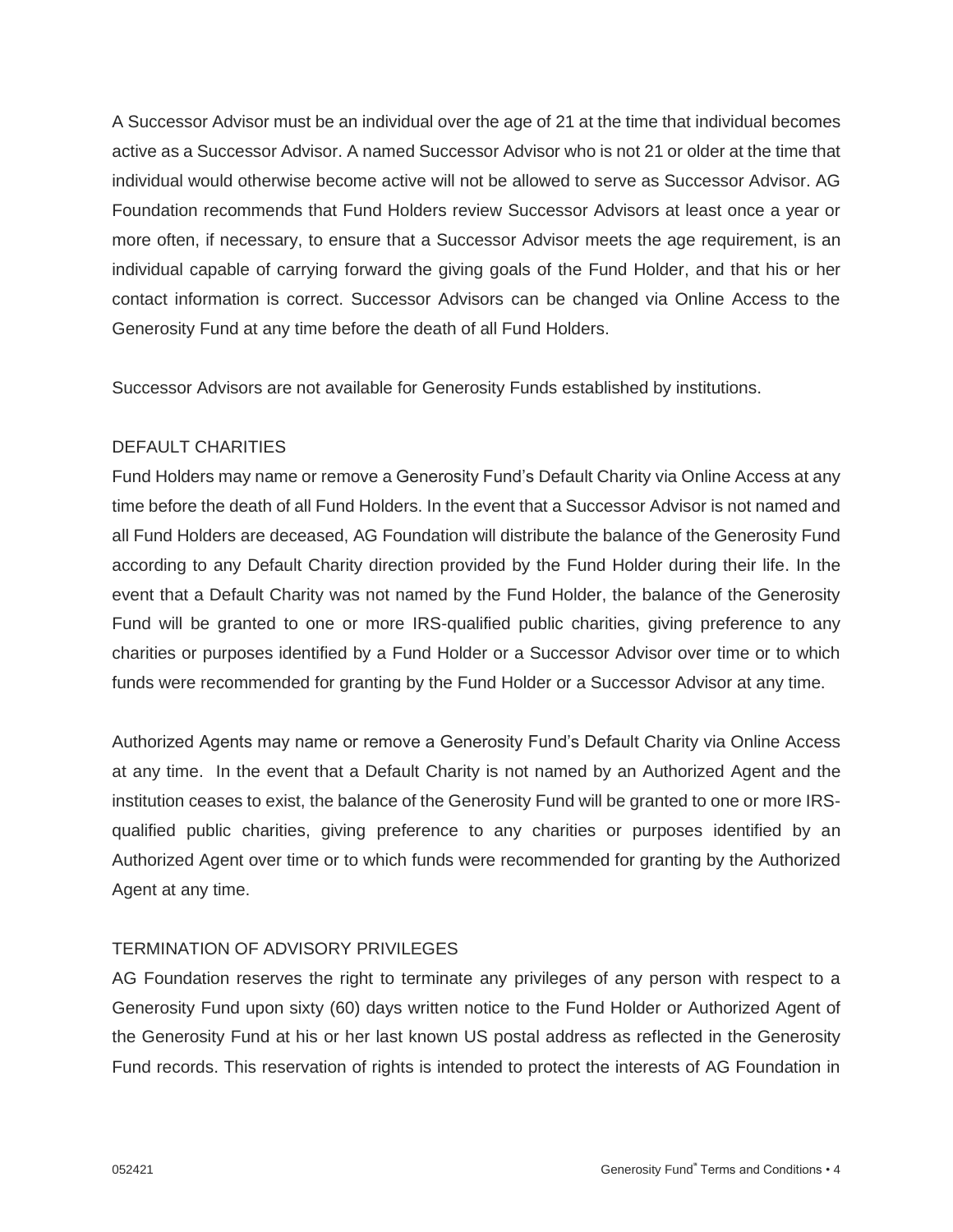A Successor Advisor must be an individual over the age of 21 at the time that individual becomes active as a Successor Advisor. A named Successor Advisor who is not 21 or older at the time that individual would otherwise become active will not be allowed to serve as Successor Advisor. AG Foundation recommends that Fund Holders review Successor Advisors at least once a year or more often, if necessary, to ensure that a Successor Advisor meets the age requirement, is an individual capable of carrying forward the giving goals of the Fund Holder, and that his or her contact information is correct. Successor Advisors can be changed via Online Access to the Generosity Fund at any time before the death of all Fund Holders.

Successor Advisors are not available for Generosity Funds established by institutions.

## DEFAULT CHARITIES

Fund Holders may name or remove a Generosity Fund's Default Charity via Online Access at any time before the death of all Fund Holders. In the event that a Successor Advisor is not named and all Fund Holders are deceased, AG Foundation will distribute the balance of the Generosity Fund according to any Default Charity direction provided by the Fund Holder during their life. In the event that a Default Charity was not named by the Fund Holder, the balance of the Generosity Fund will be granted to one or more IRS-qualified public charities, giving preference to any charities or purposes identified by a Fund Holder or a Successor Advisor over time or to which funds were recommended for granting by the Fund Holder or a Successor Advisor at any time.

Authorized Agents may name or remove a Generosity Fund's Default Charity via Online Access at any time. In the event that a Default Charity is not named by an Authorized Agent and the institution ceases to exist, the balance of the Generosity Fund will be granted to one or more IRS-qualified public charities, giving preference to any charities or purposes identified by an Authorized Agent over time or to which funds were recommended for granting by the Authorized Agent at any time.

## TERMINATION OF ADVISORY PRIVILEGES

AG Foundation reserves the right to terminate any privileges of any person with respect to a Generosity Fund upon sixty (60) days written notice to the Fund Holder or Authorized Agent of the Generosity Fund at his or her last known US postal address as reflected in the Generosity Fund records. This reservation of rights is intended to protect the interests of AG Foundation in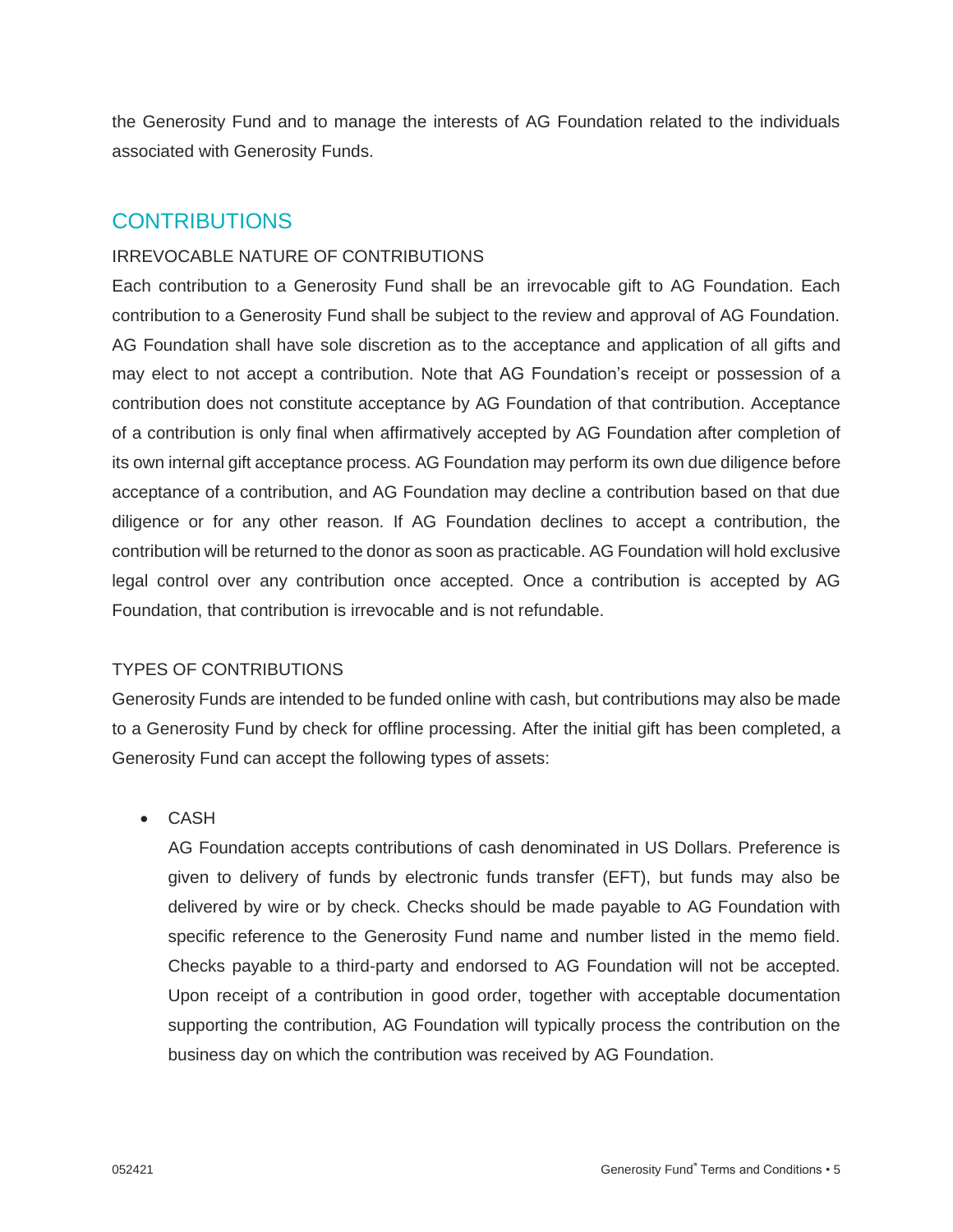the Generosity Fund and to manage the interests of AG Foundation related to the individuals associated with Generosity Funds.

## CONTRIBUTIONS

### IRREVOCABLE NATURE OF CONTRIBUTIONS

Each contribution to a Generosity Fund shall be an irrevocable gift to AG Foundation. Each contribution to a Generosity Fund shall be subject to the review and approval of AG Foundation. AG Foundation shall have sole discretion as to the acceptance and application of all gifts and may elect to not accept a contribution. Note that AG Foundation's receipt or possession of a contribution does not constitute acceptance by AG Foundation of that contribution. Acceptance of a contribution is only final when affirmatively accepted by AG Foundation after completion of its own internal gift acceptance process. AG Foundation may perform its own due diligence before acceptance of a contribution, and AG Foundation may decline a contribution based on that due diligence or for any other reason. If AG Foundation declines to accept a contribution, the contribution will be returned to the donor as soon as practicable. AG Foundation will hold exclusive legal control over any contribution once accepted. Once a contribution is accepted by AG Foundation, that contribution is irrevocable and is not refundable.

### TYPES OF CONTRIBUTIONS

Generosity Funds are intended to be funded online with cash, but contributions may also be made to a Generosity Fund by check for offline processing. After the initial gift has been completed, a Generosity Fund can accept the following types of assets:

- CASH

  AG Foundation accepts contributions of cash denominated in US Dollars. Preference is given to delivery of funds by electronic funds transfer (EFT), but funds may also be delivered by wire or by check. Checks should be made payable to AG Foundation with specific reference to the Generosity Fund name and number listed in the memo field. Checks payable to a third-party and endorsed to AG Foundation will not be accepted. Upon receipt of a contribution in good order, together with acceptable documentation supporting the contribution, AG Foundation will typically process the contribution on the business day on which the contribution was received by AG Foundation.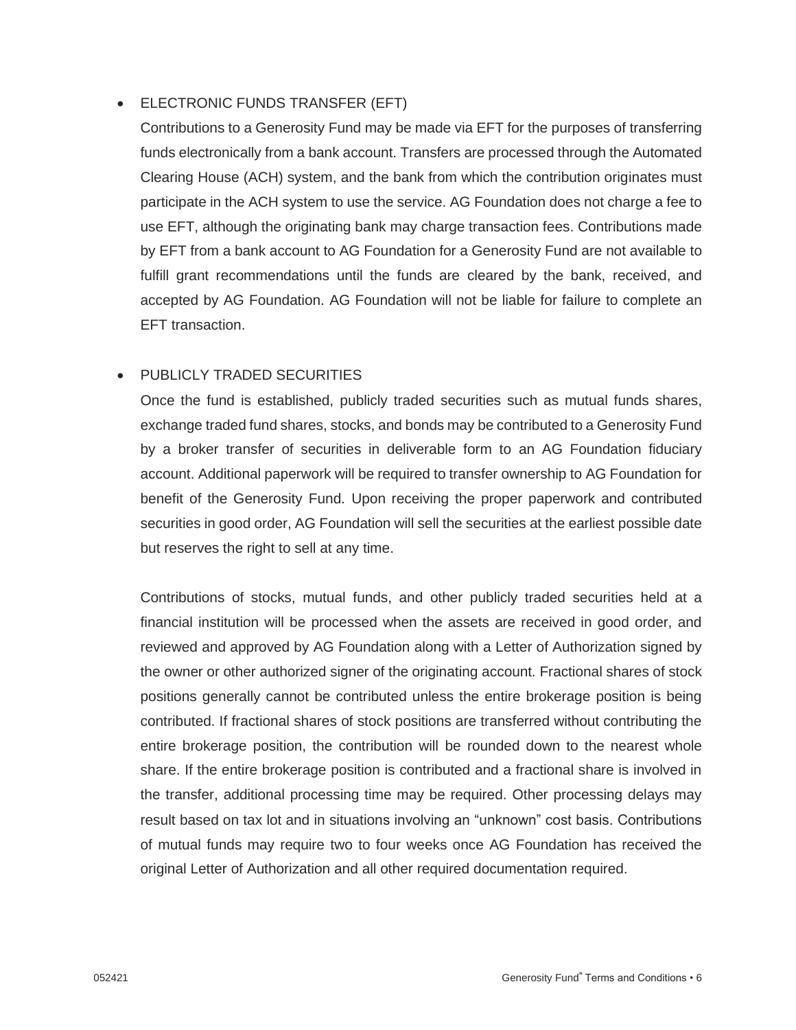- ELECTRONIC FUNDS TRANSFER (EFT)

  Contributions to a Generosity Fund may be made via EFT for the purposes of transferring funds electronically from a bank account. Transfers are processed through the Automated Clearing House (ACH) system, and the bank from which the contribution originates must participate in the ACH system to use the service. AG Foundation does not charge a fee to use EFT, although the originating bank may charge transaction fees. Contributions made by EFT from a bank account to AG Foundation for a Generosity Fund are not available to fulfill grant recommendations until the funds are cleared by the bank, received, and accepted by AG Foundation. AG Foundation will not be liable for failure to complete an EFT transaction.

- PUBLICLY TRADED SECURITIES

  Once the fund is established, publicly traded securities such as mutual funds shares, exchange traded fund shares, stocks, and bonds may be contributed to a Generosity Fund by a broker transfer of securities in deliverable form to an AG Foundation fiduciary account. Additional paperwork will be required to transfer ownership to AG Foundation for benefit of the Generosity Fund. Upon receiving the proper paperwork and contributed securities in good order, AG Foundation will sell the securities at the earliest possible date but reserves the right to sell at any time.

  Contributions of stocks, mutual funds, and other publicly traded securities held at a financial institution will be processed when the assets are received in good order, and reviewed and approved by AG Foundation along with a Letter of Authorization signed by the owner or other authorized signer of the originating account. Fractional shares of stock positions generally cannot be contributed unless the entire brokerage position is being contributed. If fractional shares of stock positions are transferred without contributing the entire brokerage position, the contribution will be rounded down to the nearest whole share. If the entire brokerage position is contributed and a fractional share is involved in the transfer, additional processing time may be required. Other processing delays may result based on tax lot and in situations involving an "unknown" cost basis. Contributions of mutual funds may require two to four weeks once AG Foundation has received the original Letter of Authorization and all other required documentation required.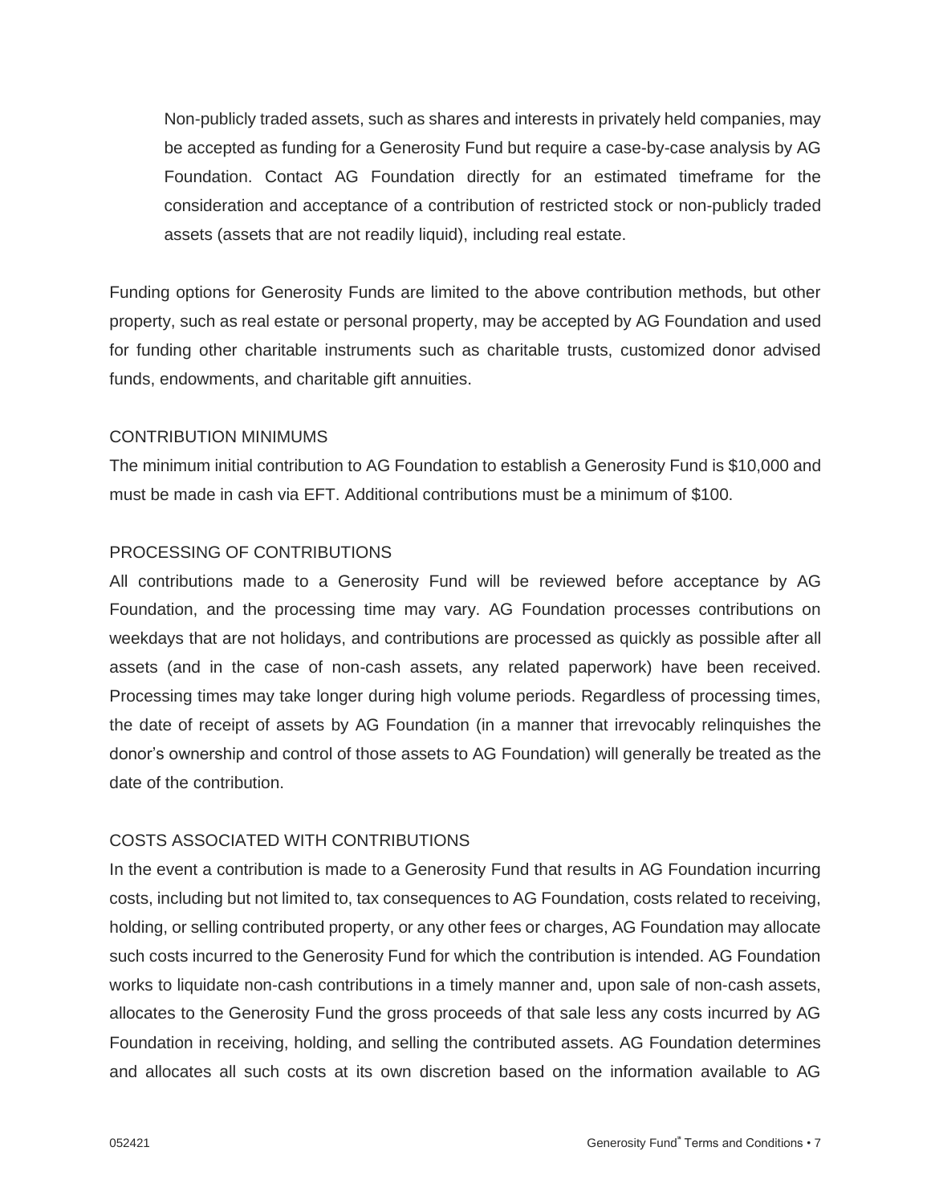Non-publicly traded assets, such as shares and interests in privately held companies, may be accepted as funding for a Generosity Fund but require a case-by-case analysis by AG Foundation. Contact AG Foundation directly for an estimated timeframe for the consideration and acceptance of a contribution of restricted stock or non-publicly traded assets (assets that are not readily liquid), including real estate.

Funding options for Generosity Funds are limited to the above contribution methods, but other property, such as real estate or personal property, may be accepted by AG Foundation and used for funding other charitable instruments such as charitable trusts, customized donor advised funds, endowments, and charitable gift annuities.

## CONTRIBUTION MINIMUMS

The minimum initial contribution to AG Foundation to establish a Generosity Fund is $10,000 and must be made in cash via EFT. Additional contributions must be a minimum of $100.

## PROCESSING OF CONTRIBUTIONS

All contributions made to a Generosity Fund will be reviewed before acceptance by AG Foundation, and the processing time may vary. AG Foundation processes contributions on weekdays that are not holidays, and contributions are processed as quickly as possible after all assets (and in the case of non-cash assets, any related paperwork) have been received. Processing times may take longer during high volume periods. Regardless of processing times, the date of receipt of assets by AG Foundation (in a manner that irrevocably relinquishes the donor's ownership and control of those assets to AG Foundation) will generally be treated as the date of the contribution.

## COSTS ASSOCIATED WITH CONTRIBUTIONS

In the event a contribution is made to a Generosity Fund that results in AG Foundation incurring costs, including but not limited to, tax consequences to AG Foundation, costs related to receiving, holding, or selling contributed property, or any other fees or charges, AG Foundation may allocate such costs incurred to the Generosity Fund for which the contribution is intended. AG Foundation works to liquidate non-cash contributions in a timely manner and, upon sale of non-cash assets, allocates to the Generosity Fund the gross proceeds of that sale less any costs incurred by AG Foundation in receiving, holding, and selling the contributed assets. AG Foundation determines and allocates all such costs at its own discretion based on the information available to AG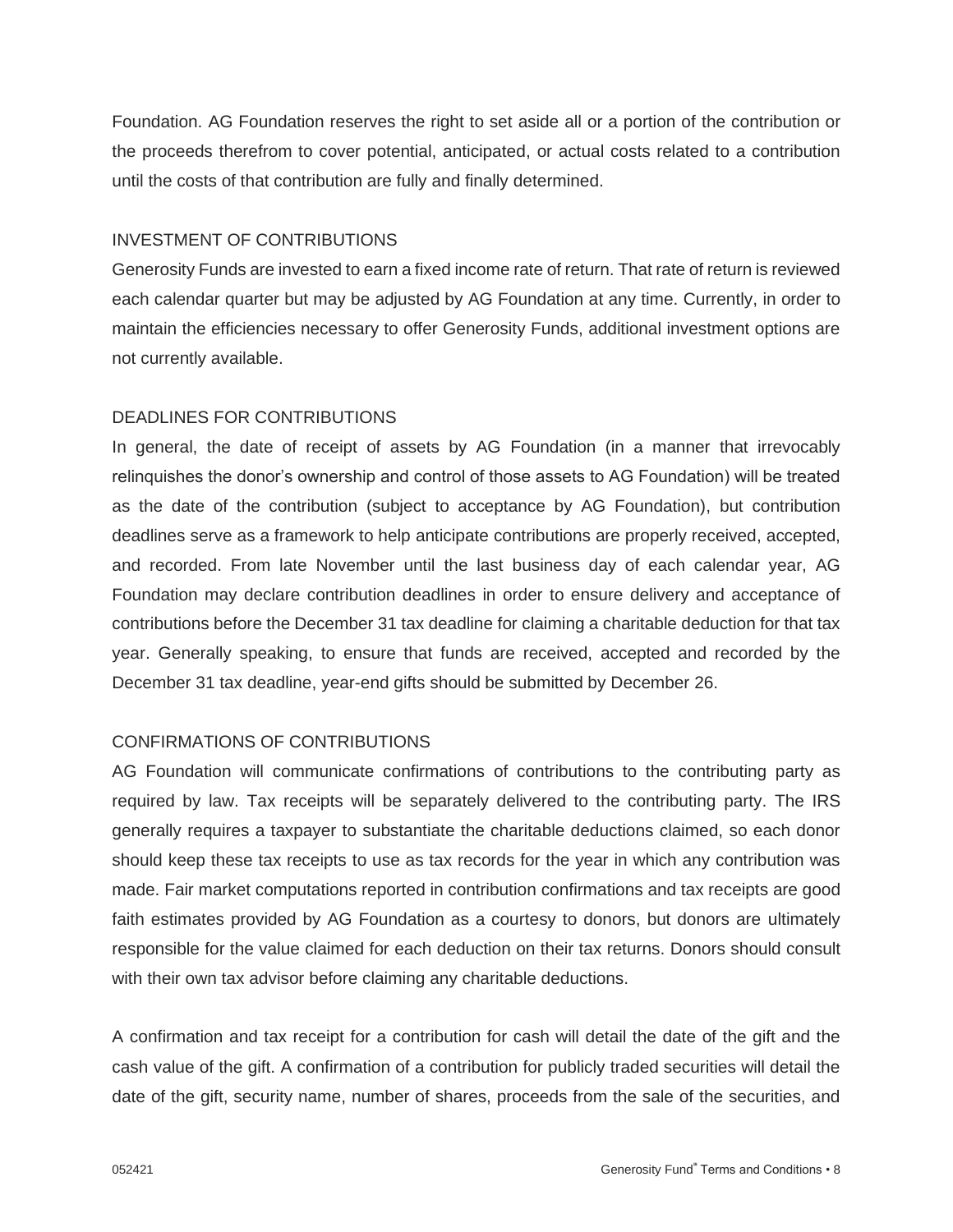Foundation. AG Foundation reserves the right to set aside all or a portion of the contribution or the proceeds therefrom to cover potential, anticipated, or actual costs related to a contribution until the costs of that contribution are fully and finally determined.

## INVESTMENT OF CONTRIBUTIONS

Generosity Funds are invested to earn a fixed income rate of return. That rate of return is reviewed each calendar quarter but may be adjusted by AG Foundation at any time. Currently, in order to maintain the efficiencies necessary to offer Generosity Funds, additional investment options are not currently available.

## DEADLINES FOR CONTRIBUTIONS

In general, the date of receipt of assets by AG Foundation (in a manner that irrevocably relinquishes the donor's ownership and control of those assets to AG Foundation) will be treated as the date of the contribution (subject to acceptance by AG Foundation), but contribution deadlines serve as a framework to help anticipate contributions are properly received, accepted, and recorded. From late November until the last business day of each calendar year, AG Foundation may declare contribution deadlines in order to ensure delivery and acceptance of contributions before the December 31 tax deadline for claiming a charitable deduction for that tax year. Generally speaking, to ensure that funds are received, accepted and recorded by the December 31 tax deadline, year-end gifts should be submitted by December 26.

## CONFIRMATIONS OF CONTRIBUTIONS

AG Foundation will communicate confirmations of contributions to the contributing party as required by law. Tax receipts will be separately delivered to the contributing party. The IRS generally requires a taxpayer to substantiate the charitable deductions claimed, so each donor should keep these tax receipts to use as tax records for the year in which any contribution was made. Fair market computations reported in contribution confirmations and tax receipts are good faith estimates provided by AG Foundation as a courtesy to donors, but donors are ultimately responsible for the value claimed for each deduction on their tax returns. Donors should consult with their own tax advisor before claiming any charitable deductions.

A confirmation and tax receipt for a contribution for cash will detail the date of the gift and the cash value of the gift. A confirmation of a contribution for publicly traded securities will detail the date of the gift, security name, number of shares, proceeds from the sale of the securities, and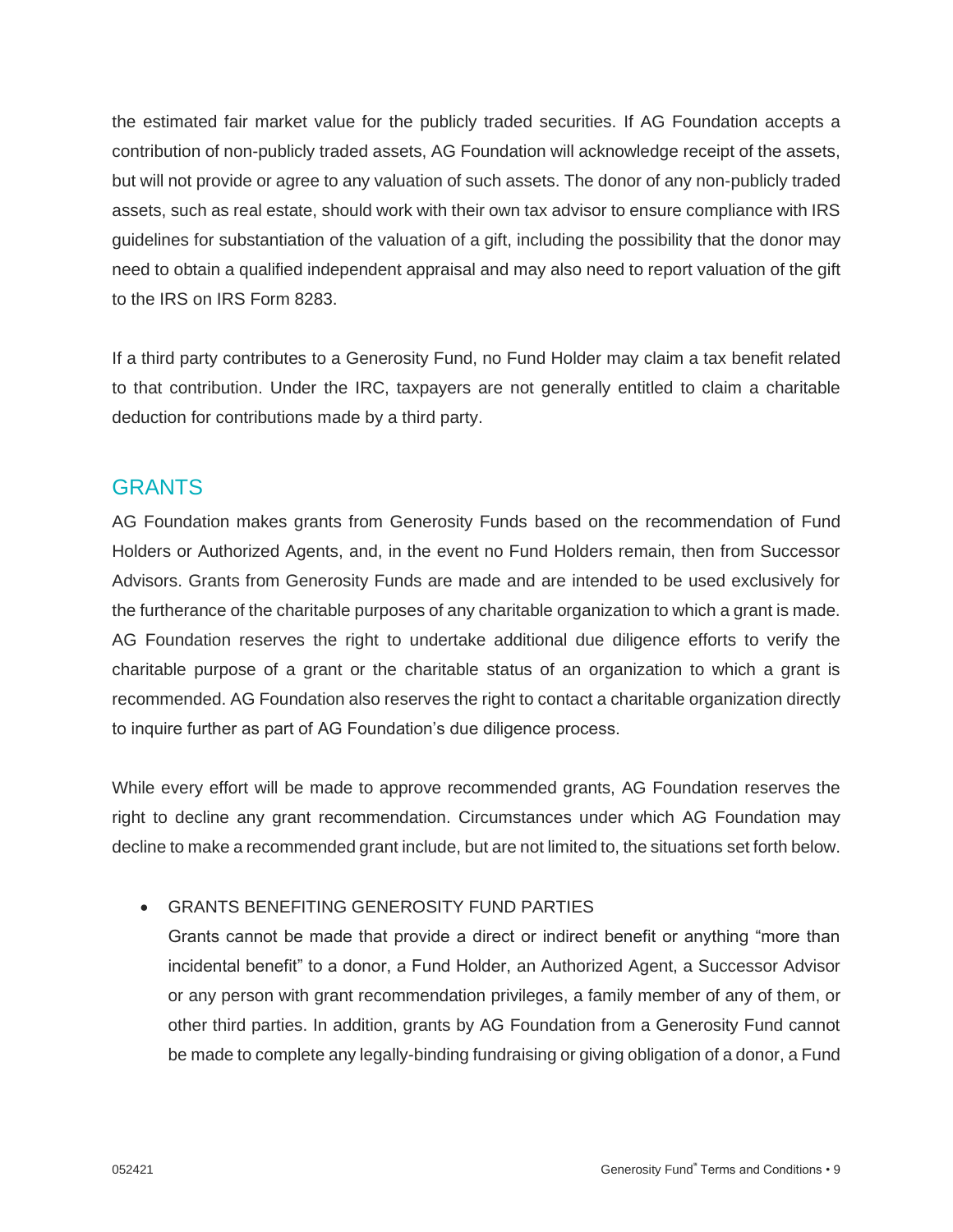the estimated fair market value for the publicly traded securities. If AG Foundation accepts a contribution of non-publicly traded assets, AG Foundation will acknowledge receipt of the assets, but will not provide or agree to any valuation of such assets. The donor of any non-publicly traded assets, such as real estate, should work with their own tax advisor to ensure compliance with IRS guidelines for substantiation of the valuation of a gift, including the possibility that the donor may need to obtain a qualified independent appraisal and may also need to report valuation of the gift to the IRS on IRS Form 8283.

If a third party contributes to a Generosity Fund, no Fund Holder may claim a tax benefit related to that contribution. Under the IRC, taxpayers are not generally entitled to claim a charitable deduction for contributions made by a third party.

## GRANTS

AG Foundation makes grants from Generosity Funds based on the recommendation of Fund Holders or Authorized Agents, and, in the event no Fund Holders remain, then from Successor Advisors. Grants from Generosity Funds are made and are intended to be used exclusively for the furtherance of the charitable purposes of any charitable organization to which a grant is made. AG Foundation reserves the right to undertake additional due diligence efforts to verify the charitable purpose of a grant or the charitable status of an organization to which a grant is recommended. AG Foundation also reserves the right to contact a charitable organization directly to inquire further as part of AG Foundation's due diligence process.

While every effort will be made to approve recommended grants, AG Foundation reserves the right to decline any grant recommendation. Circumstances under which AG Foundation may decline to make a recommended grant include, but are not limited to, the situations set forth below.

- GRANTS BENEFITING GENEROSITY FUND PARTIES
  Grants cannot be made that provide a direct or indirect benefit or anything "more than incidental benefit" to a donor, a Fund Holder, an Authorized Agent, a Successor Advisor or any person with grant recommendation privileges, a family member of any of them, or other third parties. In addition, grants by AG Foundation from a Generosity Fund cannot be made to complete any legally-binding fundraising or giving obligation of a donor, a Fund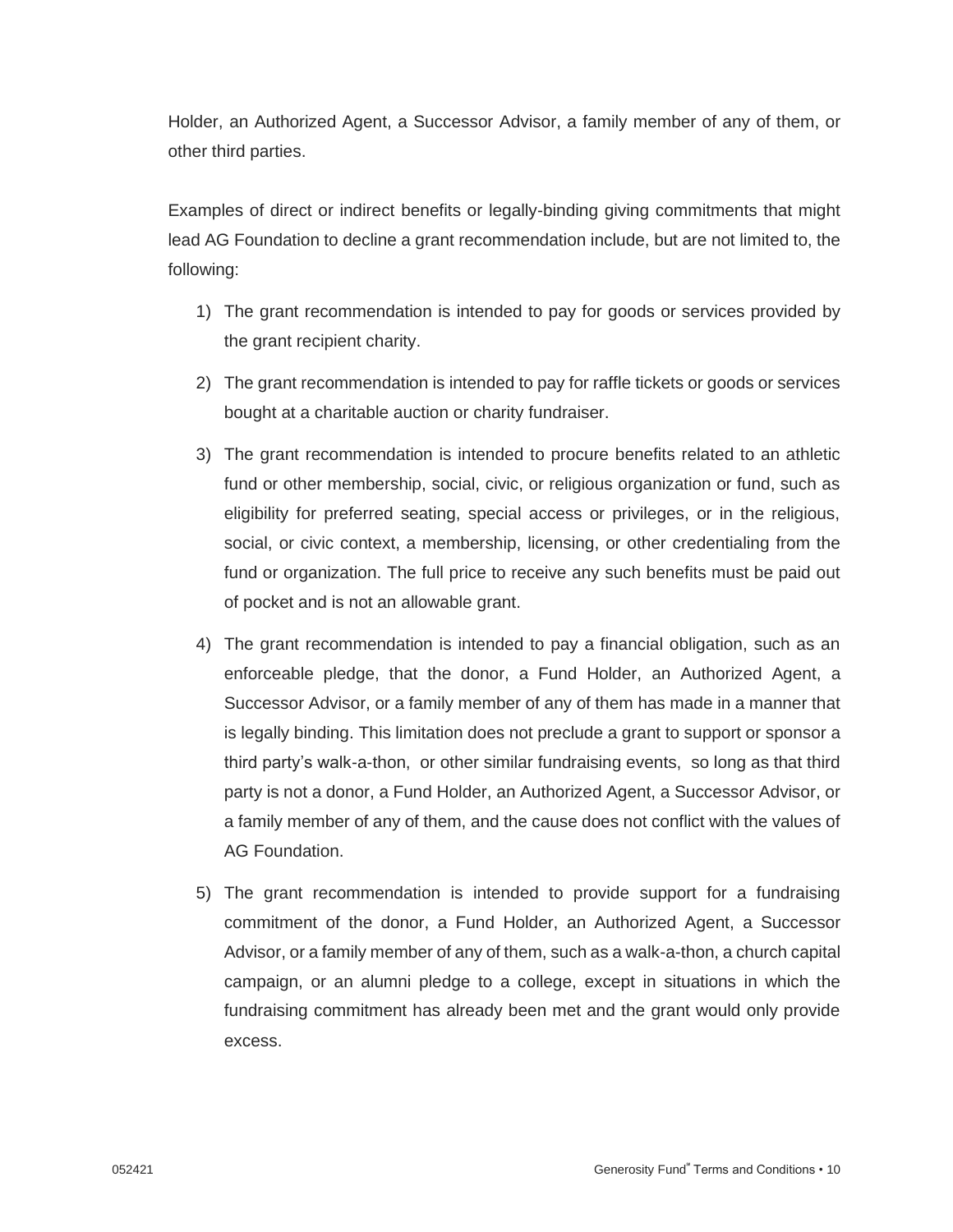Holder, an Authorized Agent, a Successor Advisor, a family member of any of them, or other third parties.

Examples of direct or indirect benefits or legally-binding giving commitments that might lead AG Foundation to decline a grant recommendation include, but are not limited to, the following:

1) The grant recommendation is intended to pay for goods or services provided by the grant recipient charity.

2) The grant recommendation is intended to pay for raffle tickets or goods or services bought at a charitable auction or charity fundraiser.

3) The grant recommendation is intended to procure benefits related to an athletic fund or other membership, social, civic, or religious organization or fund, such as eligibility for preferred seating, special access or privileges, or in the religious, social, or civic context, a membership, licensing, or other credentialing from the fund or organization. The full price to receive any such benefits must be paid out of pocket and is not an allowable grant.

4) The grant recommendation is intended to pay a financial obligation, such as an enforceable pledge, that the donor, a Fund Holder, an Authorized Agent, a Successor Advisor, or a family member of any of them has made in a manner that is legally binding. This limitation does not preclude a grant to support or sponsor a third party's walk-a-thon, or other similar fundraising events, so long as that third party is not a donor, a Fund Holder, an Authorized Agent, a Successor Advisor, or a family member of any of them, and the cause does not conflict with the values of AG Foundation.

5) The grant recommendation is intended to provide support for a fundraising commitment of the donor, a Fund Holder, an Authorized Agent, a Successor Advisor, or a family member of any of them, such as a walk-a-thon, a church capital campaign, or an alumni pledge to a college, except in situations in which the fundraising commitment has already been met and the grant would only provide excess.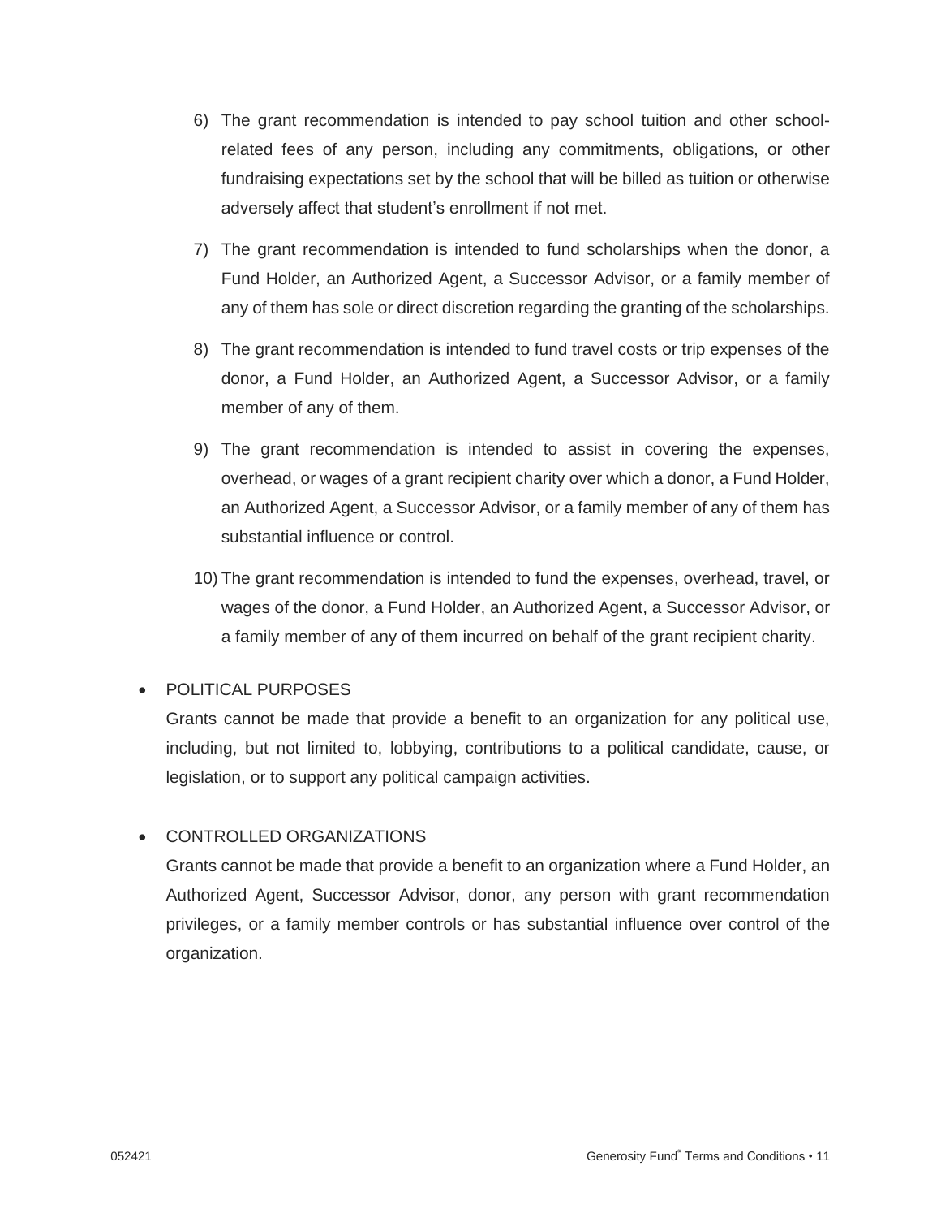6) The grant recommendation is intended to pay school tuition and other school-related fees of any person, including any commitments, obligations, or other fundraising expectations set by the school that will be billed as tuition or otherwise adversely affect that student's enrollment if not met.

7) The grant recommendation is intended to fund scholarships when the donor, a Fund Holder, an Authorized Agent, a Successor Advisor, or a family member of any of them has sole or direct discretion regarding the granting of the scholarships.

8) The grant recommendation is intended to fund travel costs or trip expenses of the donor, a Fund Holder, an Authorized Agent, a Successor Advisor, or a family member of any of them.

9) The grant recommendation is intended to assist in covering the expenses, overhead, or wages of a grant recipient charity over which a donor, a Fund Holder, an Authorized Agent, a Successor Advisor, or a family member of any of them has substantial influence or control.

10) The grant recommendation is intended to fund the expenses, overhead, travel, or wages of the donor, a Fund Holder, an Authorized Agent, a Successor Advisor, or a family member of any of them incurred on behalf of the grant recipient charity.

- POLITICAL PURPOSES

  Grants cannot be made that provide a benefit to an organization for any political use, including, but not limited to, lobbying, contributions to a political candidate, cause, or legislation, or to support any political campaign activities.

- CONTROLLED ORGANIZATIONS

  Grants cannot be made that provide a benefit to an organization where a Fund Holder, an Authorized Agent, Successor Advisor, donor, any person with grant recommendation privileges, or a family member controls or has substantial influence over control of the organization.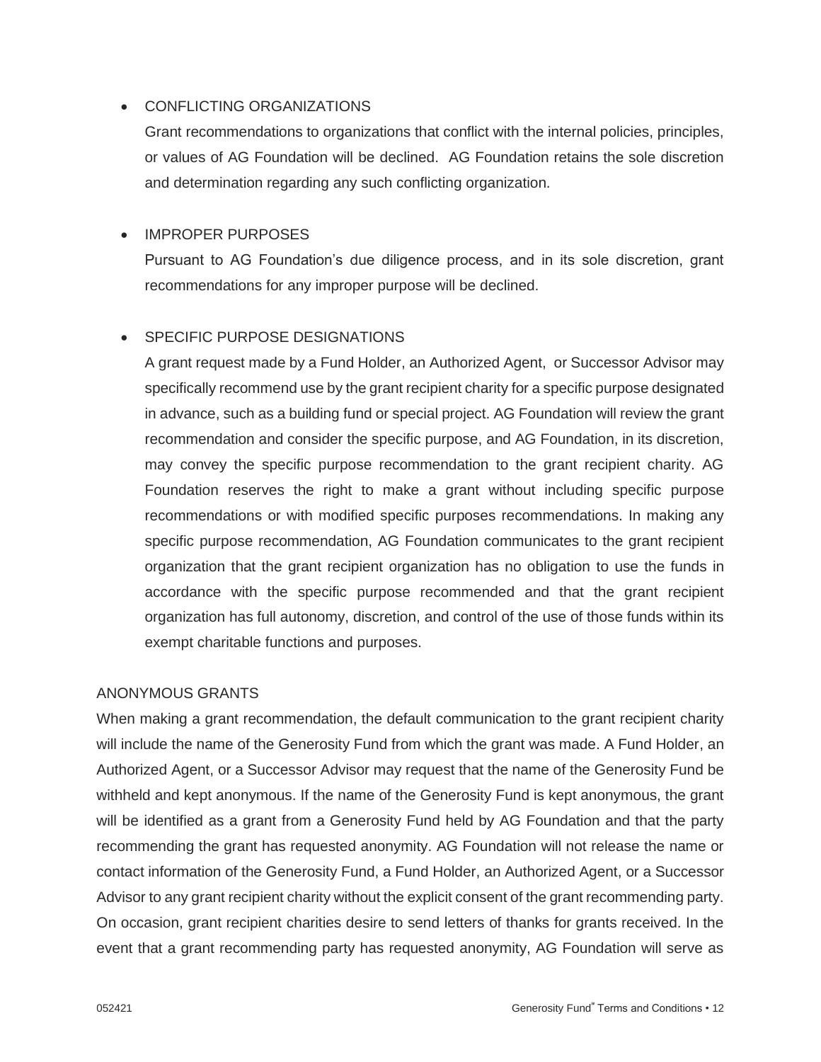- CONFLICTING ORGANIZATIONS

  Grant recommendations to organizations that conflict with the internal policies, principles, or values of AG Foundation will be declined. AG Foundation retains the sole discretion and determination regarding any such conflicting organization.

- IMPROPER PURPOSES

  Pursuant to AG Foundation's due diligence process, and in its sole discretion, grant recommendations for any improper purpose will be declined.

- SPECIFIC PURPOSE DESIGNATIONS

  A grant request made by a Fund Holder, an Authorized Agent, or Successor Advisor may specifically recommend use by the grant recipient charity for a specific purpose designated in advance, such as a building fund or special project. AG Foundation will review the grant recommendation and consider the specific purpose, and AG Foundation, in its discretion, may convey the specific purpose recommendation to the grant recipient charity. AG Foundation reserves the right to make a grant without including specific purpose recommendations or with modified specific purposes recommendations. In making any specific purpose recommendation, AG Foundation communicates to the grant recipient organization that the grant recipient organization has no obligation to use the funds in accordance with the specific purpose recommended and that the grant recipient organization has full autonomy, discretion, and control of the use of those funds within its exempt charitable functions and purposes.

## ANONYMOUS GRANTS

When making a grant recommendation, the default communication to the grant recipient charity will include the name of the Generosity Fund from which the grant was made. A Fund Holder, an Authorized Agent, or a Successor Advisor may request that the name of the Generosity Fund be withheld and kept anonymous. If the name of the Generosity Fund is kept anonymous, the grant will be identified as a grant from a Generosity Fund held by AG Foundation and that the party recommending the grant has requested anonymity. AG Foundation will not release the name or contact information of the Generosity Fund, a Fund Holder, an Authorized Agent, or a Successor Advisor to any grant recipient charity without the explicit consent of the grant recommending party. On occasion, grant recipient charities desire to send letters of thanks for grants received. In the event that a grant recommending party has requested anonymity, AG Foundation will serve as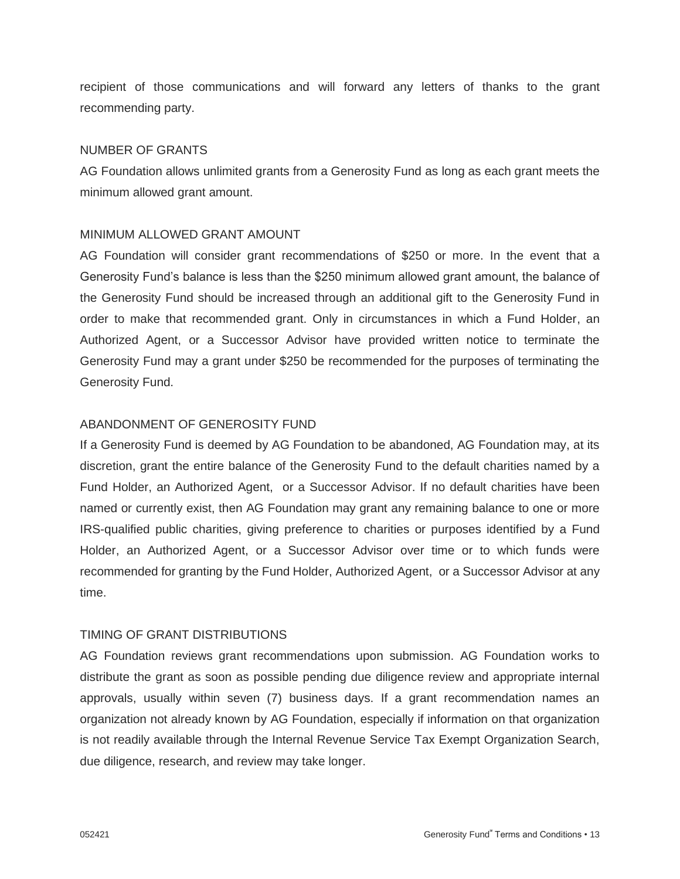recipient of those communications and will forward any letters of thanks to the grant recommending party.

## NUMBER OF GRANTS

AG Foundation allows unlimited grants from a Generosity Fund as long as each grant meets the minimum allowed grant amount.

## MINIMUM ALLOWED GRANT AMOUNT

AG Foundation will consider grant recommendations of $250 or more. In the event that a Generosity Fund's balance is less than the $250 minimum allowed grant amount, the balance of the Generosity Fund should be increased through an additional gift to the Generosity Fund in order to make that recommended grant. Only in circumstances in which a Fund Holder, an Authorized Agent, or a Successor Advisor have provided written notice to terminate the Generosity Fund may a grant under $250 be recommended for the purposes of terminating the Generosity Fund.

## ABANDONMENT OF GENEROSITY FUND

If a Generosity Fund is deemed by AG Foundation to be abandoned, AG Foundation may, at its discretion, grant the entire balance of the Generosity Fund to the default charities named by a Fund Holder, an Authorized Agent, or a Successor Advisor. If no default charities have been named or currently exist, then AG Foundation may grant any remaining balance to one or more IRS-qualified public charities, giving preference to charities or purposes identified by a Fund Holder, an Authorized Agent, or a Successor Advisor over time or to which funds were recommended for granting by the Fund Holder, Authorized Agent, or a Successor Advisor at any time.

## TIMING OF GRANT DISTRIBUTIONS

AG Foundation reviews grant recommendations upon submission. AG Foundation works to distribute the grant as soon as possible pending due diligence review and appropriate internal approvals, usually within seven (7) business days. If a grant recommendation names an organization not already known by AG Foundation, especially if information on that organization is not readily available through the Internal Revenue Service Tax Exempt Organization Search, due diligence, research, and review may take longer.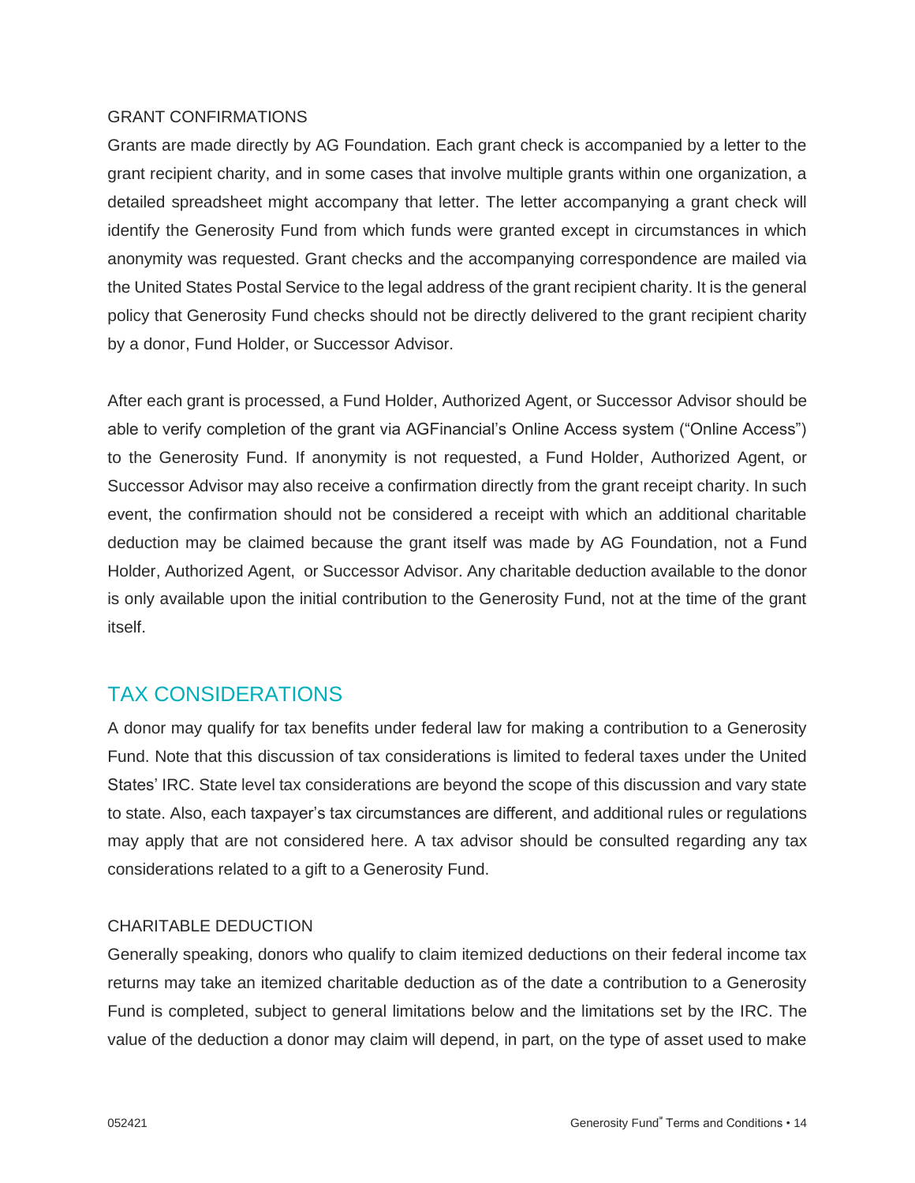### GRANT CONFIRMATIONS

Grants are made directly by AG Foundation. Each grant check is accompanied by a letter to the grant recipient charity, and in some cases that involve multiple grants within one organization, a detailed spreadsheet might accompany that letter. The letter accompanying a grant check will identify the Generosity Fund from which funds were granted except in circumstances in which anonymity was requested. Grant checks and the accompanying correspondence are mailed via the United States Postal Service to the legal address of the grant recipient charity. It is the general policy that Generosity Fund checks should not be directly delivered to the grant recipient charity by a donor, Fund Holder, or Successor Advisor.

After each grant is processed, a Fund Holder, Authorized Agent, or Successor Advisor should be able to verify completion of the grant via AGFinancial's Online Access system ("Online Access") to the Generosity Fund. If anonymity is not requested, a Fund Holder, Authorized Agent, or Successor Advisor may also receive a confirmation directly from the grant receipt charity. In such event, the confirmation should not be considered a receipt with which an additional charitable deduction may be claimed because the grant itself was made by AG Foundation, not a Fund Holder, Authorized Agent, or Successor Advisor. Any charitable deduction available to the donor is only available upon the initial contribution to the Generosity Fund, not at the time of the grant itself.

## TAX CONSIDERATIONS

A donor may qualify for tax benefits under federal law for making a contribution to a Generosity Fund. Note that this discussion of tax considerations is limited to federal taxes under the United States' IRC. State level tax considerations are beyond the scope of this discussion and vary state to state. Also, each taxpayer's tax circumstances are different, and additional rules or regulations may apply that are not considered here. A tax advisor should be consulted regarding any tax considerations related to a gift to a Generosity Fund.

### CHARITABLE DEDUCTION

Generally speaking, donors who qualify to claim itemized deductions on their federal income tax returns may take an itemized charitable deduction as of the date a contribution to a Generosity Fund is completed, subject to general limitations below and the limitations set by the IRC. The value of the deduction a donor may claim will depend, in part, on the type of asset used to make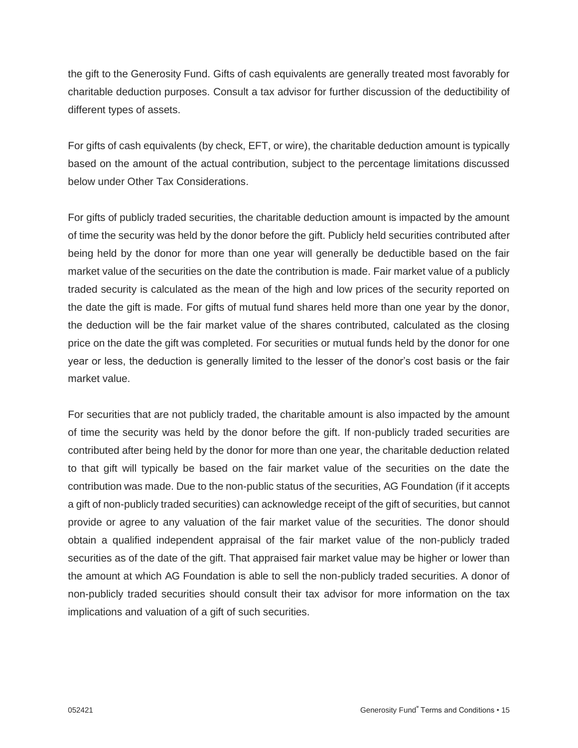the gift to the Generosity Fund. Gifts of cash equivalents are generally treated most favorably for charitable deduction purposes. Consult a tax advisor for further discussion of the deductibility of different types of assets.

For gifts of cash equivalents (by check, EFT, or wire), the charitable deduction amount is typically based on the amount of the actual contribution, subject to the percentage limitations discussed below under Other Tax Considerations.

For gifts of publicly traded securities, the charitable deduction amount is impacted by the amount of time the security was held by the donor before the gift. Publicly held securities contributed after being held by the donor for more than one year will generally be deductible based on the fair market value of the securities on the date the contribution is made. Fair market value of a publicly traded security is calculated as the mean of the high and low prices of the security reported on the date the gift is made. For gifts of mutual fund shares held more than one year by the donor, the deduction will be the fair market value of the shares contributed, calculated as the closing price on the date the gift was completed. For securities or mutual funds held by the donor for one year or less, the deduction is generally limited to the lesser of the donor's cost basis or the fair market value.

For securities that are not publicly traded, the charitable amount is also impacted by the amount of time the security was held by the donor before the gift. If non-publicly traded securities are contributed after being held by the donor for more than one year, the charitable deduction related to that gift will typically be based on the fair market value of the securities on the date the contribution was made. Due to the non-public status of the securities, AG Foundation (if it accepts a gift of non-publicly traded securities) can acknowledge receipt of the gift of securities, but cannot provide or agree to any valuation of the fair market value of the securities. The donor should obtain a qualified independent appraisal of the fair market value of the non-publicly traded securities as of the date of the gift. That appraised fair market value may be higher or lower than the amount at which AG Foundation is able to sell the non-publicly traded securities. A donor of non-publicly traded securities should consult their tax advisor for more information on the tax implications and valuation of a gift of such securities.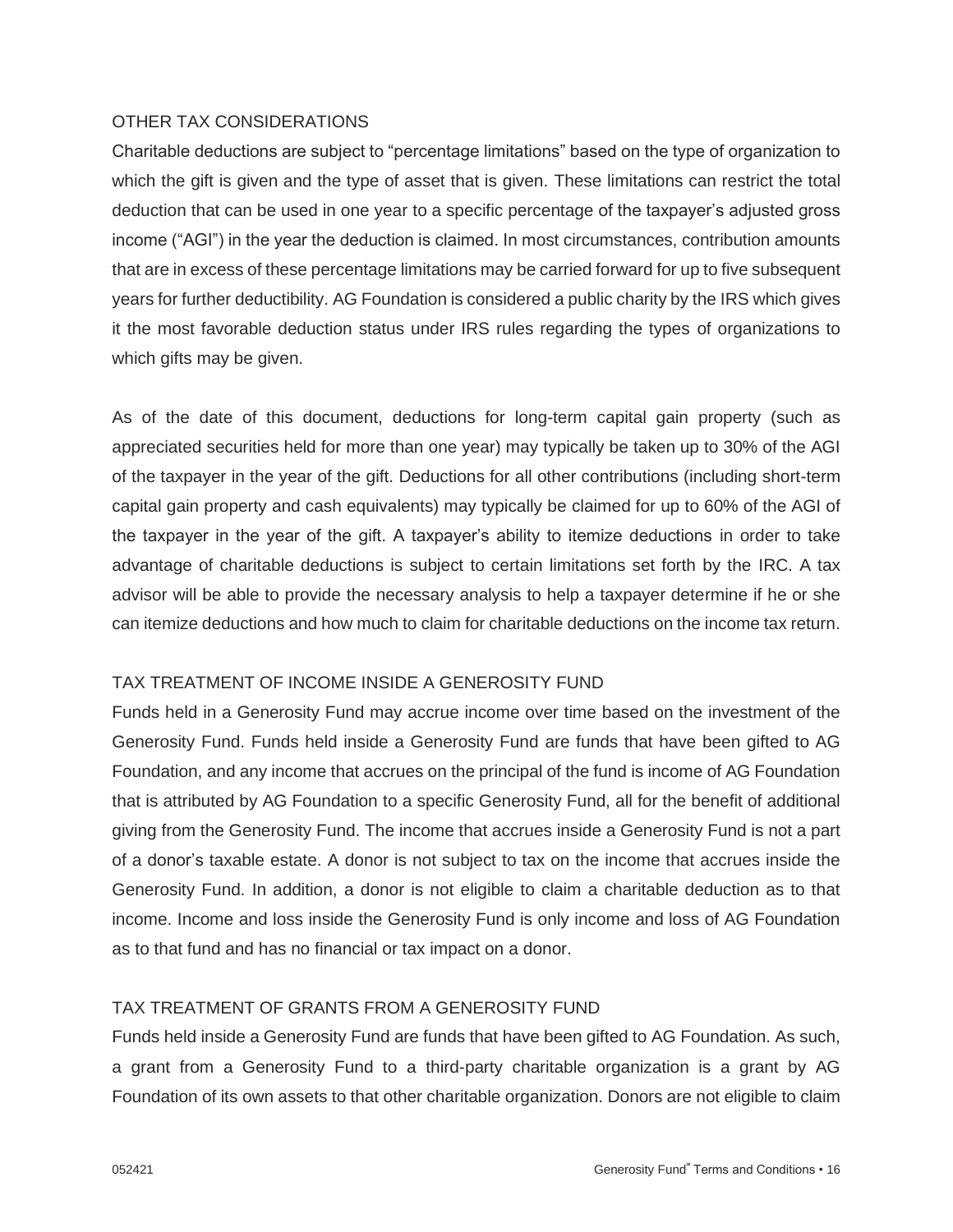## OTHER TAX CONSIDERATIONS

Charitable deductions are subject to "percentage limitations" based on the type of organization to which the gift is given and the type of asset that is given. These limitations can restrict the total deduction that can be used in one year to a specific percentage of the taxpayer's adjusted gross income ("AGI") in the year the deduction is claimed. In most circumstances, contribution amounts that are in excess of these percentage limitations may be carried forward for up to five subsequent years for further deductibility. AG Foundation is considered a public charity by the IRS which gives it the most favorable deduction status under IRS rules regarding the types of organizations to which gifts may be given.

As of the date of this document, deductions for long-term capital gain property (such as appreciated securities held for more than one year) may typically be taken up to 30% of the AGI of the taxpayer in the year of the gift. Deductions for all other contributions (including short-term capital gain property and cash equivalents) may typically be claimed for up to 60% of the AGI of the taxpayer in the year of the gift. A taxpayer's ability to itemize deductions in order to take advantage of charitable deductions is subject to certain limitations set forth by the IRC. A tax advisor will be able to provide the necessary analysis to help a taxpayer determine if he or she can itemize deductions and how much to claim for charitable deductions on the income tax return.

## TAX TREATMENT OF INCOME INSIDE A GENEROSITY FUND

Funds held in a Generosity Fund may accrue income over time based on the investment of the Generosity Fund. Funds held inside a Generosity Fund are funds that have been gifted to AG Foundation, and any income that accrues on the principal of the fund is income of AG Foundation that is attributed by AG Foundation to a specific Generosity Fund, all for the benefit of additional giving from the Generosity Fund. The income that accrues inside a Generosity Fund is not a part of a donor's taxable estate. A donor is not subject to tax on the income that accrues inside the Generosity Fund. In addition, a donor is not eligible to claim a charitable deduction as to that income. Income and loss inside the Generosity Fund is only income and loss of AG Foundation as to that fund and has no financial or tax impact on a donor.

## TAX TREATMENT OF GRANTS FROM A GENEROSITY FUND

Funds held inside a Generosity Fund are funds that have been gifted to AG Foundation. As such, a grant from a Generosity Fund to a third-party charitable organization is a grant by AG Foundation of its own assets to that other charitable organization. Donors are not eligible to claim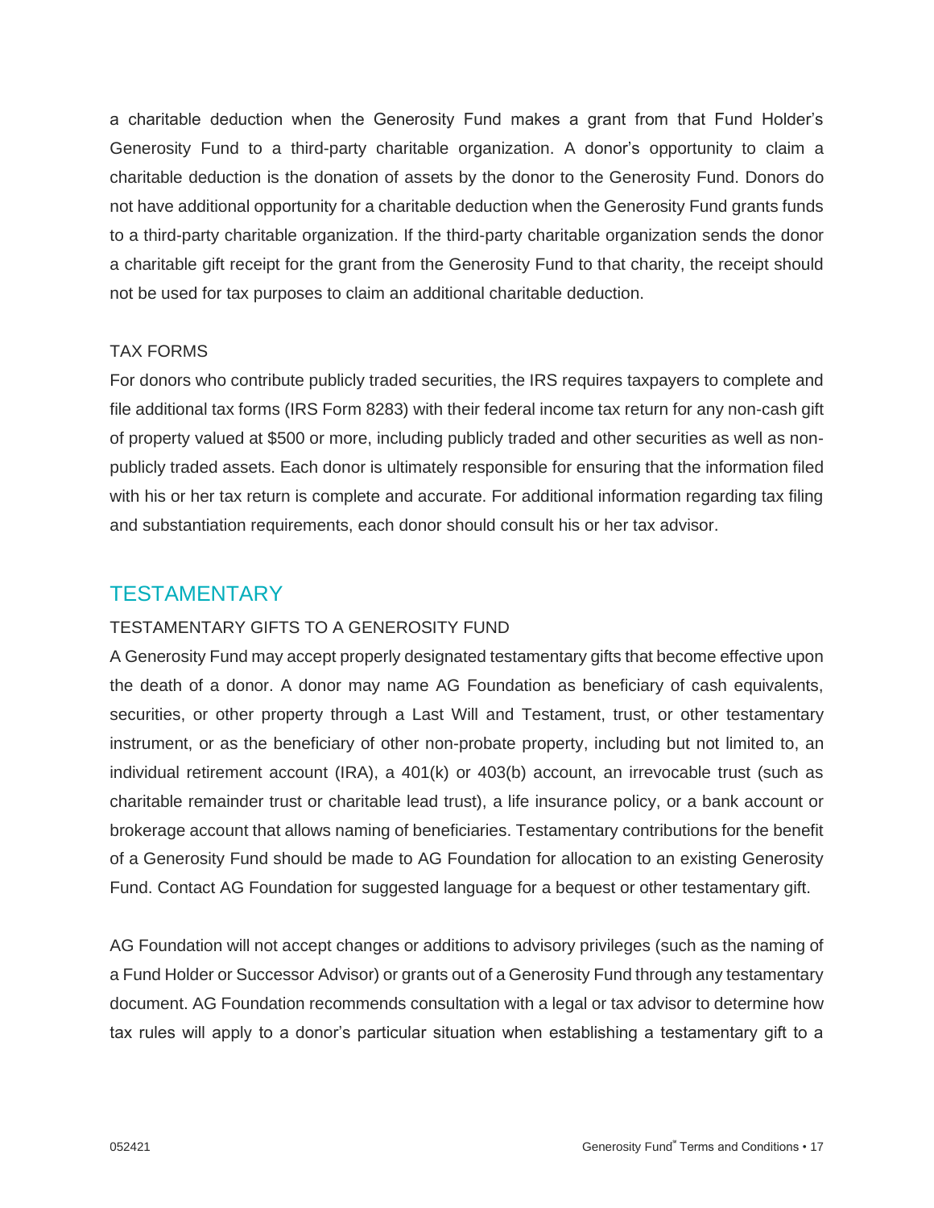a charitable deduction when the Generosity Fund makes a grant from that Fund Holder's Generosity Fund to a third-party charitable organization. A donor's opportunity to claim a charitable deduction is the donation of assets by the donor to the Generosity Fund. Donors do not have additional opportunity for a charitable deduction when the Generosity Fund grants funds to a third-party charitable organization. If the third-party charitable organization sends the donor a charitable gift receipt for the grant from the Generosity Fund to that charity, the receipt should not be used for tax purposes to claim an additional charitable deduction.

### TAX FORMS

For donors who contribute publicly traded securities, the IRS requires taxpayers to complete and file additional tax forms (IRS Form 8283) with their federal income tax return for any non-cash gift of property valued at $500 or more, including publicly traded and other securities as well as non-publicly traded assets. Each donor is ultimately responsible for ensuring that the information filed with his or her tax return is complete and accurate. For additional information regarding tax filing and substantiation requirements, each donor should consult his or her tax advisor.

## TESTAMENTARY

### TESTAMENTARY GIFTS TO A GENEROSITY FUND

A Generosity Fund may accept properly designated testamentary gifts that become effective upon the death of a donor. A donor may name AG Foundation as beneficiary of cash equivalents, securities, or other property through a Last Will and Testament, trust, or other testamentary instrument, or as the beneficiary of other non-probate property, including but not limited to, an individual retirement account (IRA), a 401(k) or 403(b) account, an irrevocable trust (such as charitable remainder trust or charitable lead trust), a life insurance policy, or a bank account or brokerage account that allows naming of beneficiaries. Testamentary contributions for the benefit of a Generosity Fund should be made to AG Foundation for allocation to an existing Generosity Fund. Contact AG Foundation for suggested language for a bequest or other testamentary gift.

AG Foundation will not accept changes or additions to advisory privileges (such as the naming of a Fund Holder or Successor Advisor) or grants out of a Generosity Fund through any testamentary document. AG Foundation recommends consultation with a legal or tax advisor to determine how tax rules will apply to a donor's particular situation when establishing a testamentary gift to a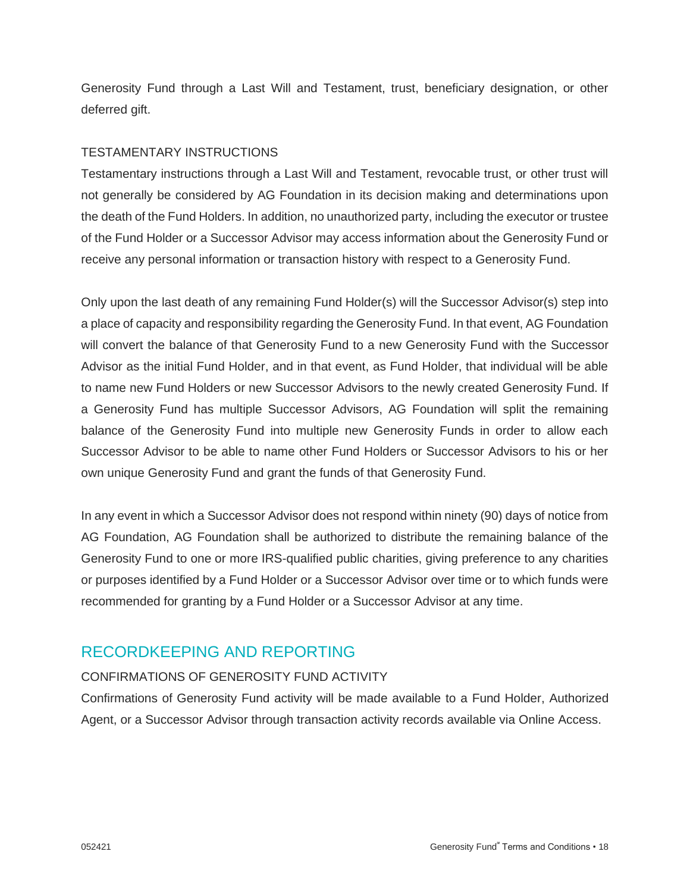Generosity Fund through a Last Will and Testament, trust, beneficiary designation, or other deferred gift.

### TESTAMENTARY INSTRUCTIONS

Testamentary instructions through a Last Will and Testament, revocable trust, or other trust will not generally be considered by AG Foundation in its decision making and determinations upon the death of the Fund Holders. In addition, no unauthorized party, including the executor or trustee of the Fund Holder or a Successor Advisor may access information about the Generosity Fund or receive any personal information or transaction history with respect to a Generosity Fund.

Only upon the last death of any remaining Fund Holder(s) will the Successor Advisor(s) step into a place of capacity and responsibility regarding the Generosity Fund. In that event, AG Foundation will convert the balance of that Generosity Fund to a new Generosity Fund with the Successor Advisor as the initial Fund Holder, and in that event, as Fund Holder, that individual will be able to name new Fund Holders or new Successor Advisors to the newly created Generosity Fund. If a Generosity Fund has multiple Successor Advisors, AG Foundation will split the remaining balance of the Generosity Fund into multiple new Generosity Funds in order to allow each Successor Advisor to be able to name other Fund Holders or Successor Advisors to his or her own unique Generosity Fund and grant the funds of that Generosity Fund.

In any event in which a Successor Advisor does not respond within ninety (90) days of notice from AG Foundation, AG Foundation shall be authorized to distribute the remaining balance of the Generosity Fund to one or more IRS-qualified public charities, giving preference to any charities or purposes identified by a Fund Holder or a Successor Advisor over time or to which funds were recommended for granting by a Fund Holder or a Successor Advisor at any time.

## RECORDKEEPING AND REPORTING

### CONFIRMATIONS OF GENEROSITY FUND ACTIVITY

Confirmations of Generosity Fund activity will be made available to a Fund Holder, Authorized Agent, or a Successor Advisor through transaction activity records available via Online Access.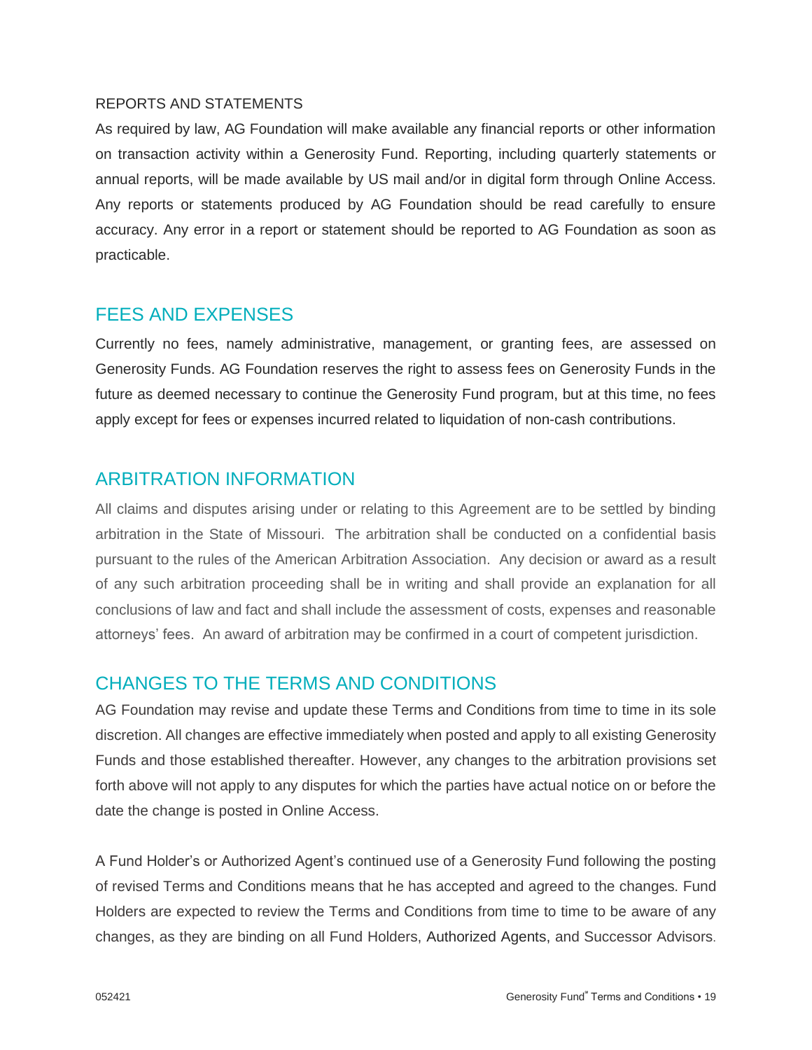REPORTS AND STATEMENTS

As required by law, AG Foundation will make available any financial reports or other information on transaction activity within a Generosity Fund. Reporting, including quarterly statements or annual reports, will be made available by US mail and/or in digital form through Online Access. Any reports or statements produced by AG Foundation should be read carefully to ensure accuracy. Any error in a report or statement should be reported to AG Foundation as soon as practicable.

## FEES AND EXPENSES

Currently no fees, namely administrative, management, or granting fees, are assessed on Generosity Funds. AG Foundation reserves the right to assess fees on Generosity Funds in the future as deemed necessary to continue the Generosity Fund program, but at this time, no fees apply except for fees or expenses incurred related to liquidation of non-cash contributions.

## ARBITRATION INFORMATION

All claims and disputes arising under or relating to this Agreement are to be settled by binding arbitration in the State of Missouri. The arbitration shall be conducted on a confidential basis pursuant to the rules of the American Arbitration Association. Any decision or award as a result of any such arbitration proceeding shall be in writing and shall provide an explanation for all conclusions of law and fact and shall include the assessment of costs, expenses and reasonable attorneys' fees. An award of arbitration may be confirmed in a court of competent jurisdiction.

## CHANGES TO THE TERMS AND CONDITIONS

AG Foundation may revise and update these Terms and Conditions from time to time in its sole discretion. All changes are effective immediately when posted and apply to all existing Generosity Funds and those established thereafter. However, any changes to the arbitration provisions set forth above will not apply to any disputes for which the parties have actual notice on or before the date the change is posted in Online Access.

A Fund Holder's or Authorized Agent's continued use of a Generosity Fund following the posting of revised Terms and Conditions means that he has accepted and agreed to the changes. Fund Holders are expected to review the Terms and Conditions from time to time to be aware of any changes, as they are binding on all Fund Holders, Authorized Agents, and Successor Advisors.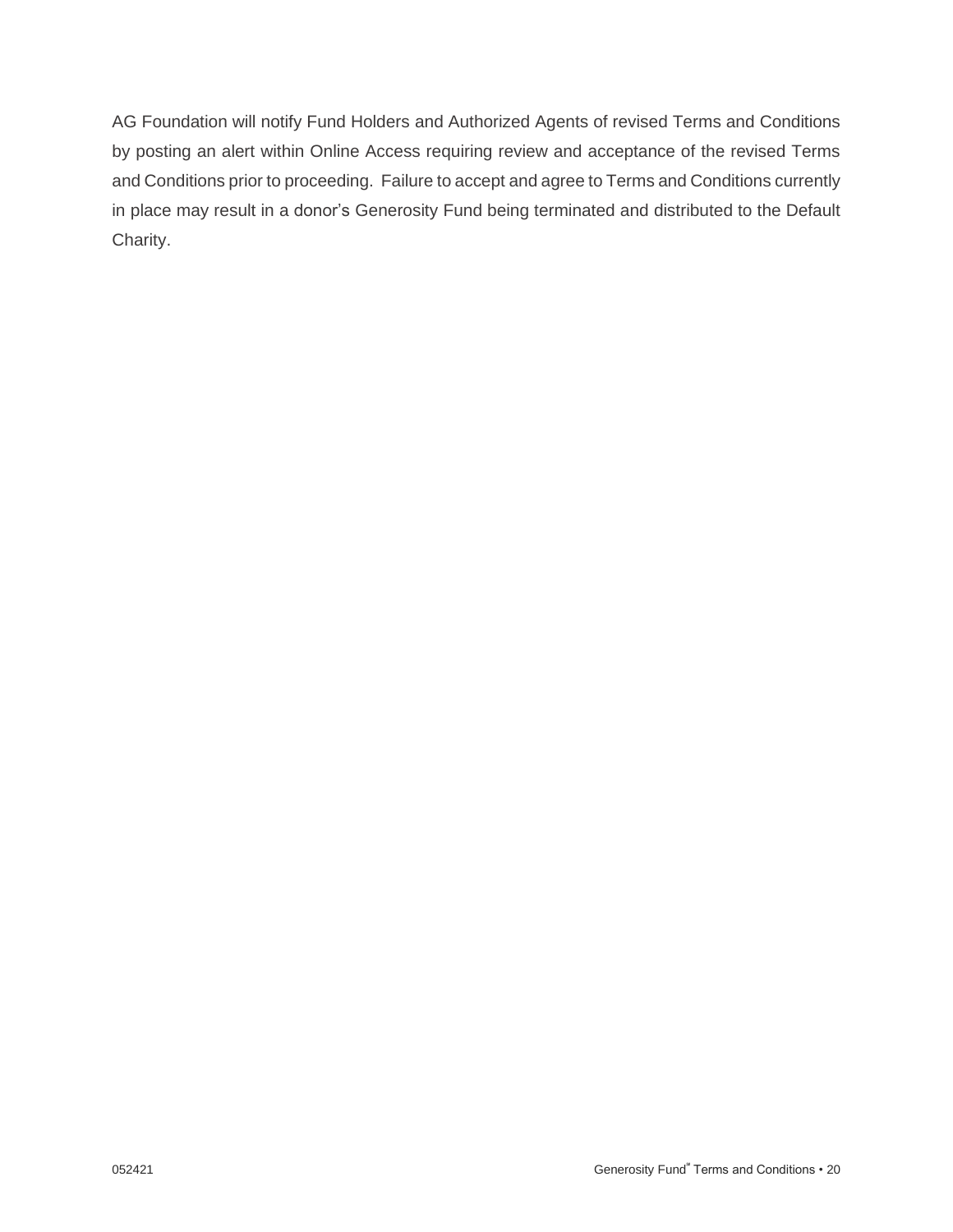AG Foundation will notify Fund Holders and Authorized Agents of revised Terms and Conditions by posting an alert within Online Access requiring review and acceptance of the revised Terms and Conditions prior to proceeding. Failure to accept and agree to Terms and Conditions currently in place may result in a donor's Generosity Fund being terminated and distributed to the Default Charity.